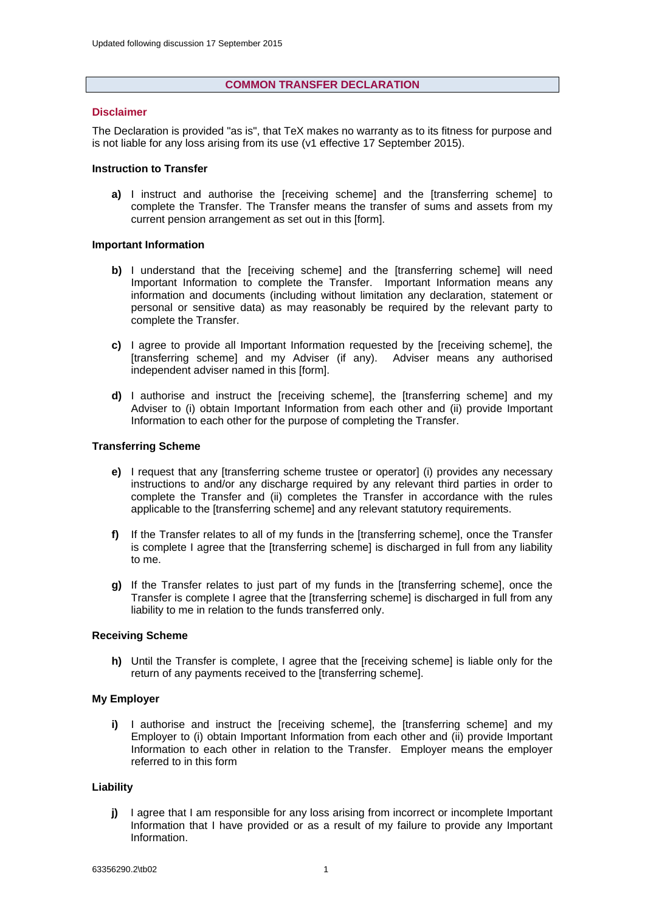Updated following discussion 17 September 2015

# COMMON TRANSFER DECLARATION

## Disclaimer

The Declaration is provided "as is", that TeX makes no warranty as to its fitness for purpose and is not liable for any loss arising from its use (v1 effective 17 September 2015).

### Instruction to Transfer

**a)** I instruct and authorise the [receiving scheme] and the [transferring scheme] to complete the Transfer. The Transfer means the transfer of sums and assets from my current pension arrangement as set out in this [form].

### Important Information

**b)** I understand that the [receiving scheme] and the [transferring scheme] will need Important Information to complete the Transfer. Important Information means any information and documents (including without limitation any declaration, statement or personal or sensitive data) as may reasonably be required by the relevant party to complete the Transfer.

**c)** I agree to provide all Important Information requested by the [receiving scheme], the [transferring scheme] and my Adviser (if any). Adviser means any authorised independent adviser named in this [form].

**d)** I authorise and instruct the [receiving scheme], the [transferring scheme] and my Adviser to (i) obtain Important Information from each other and (ii) provide Important Information to each other for the purpose of completing the Transfer.

### Transferring Scheme

**e)** I request that any [transferring scheme trustee or operator] (i) provides any necessary instructions to and/or any discharge required by any relevant third parties in order to complete the Transfer and (ii) completes the Transfer in accordance with the rules applicable to the [transferring scheme] and any relevant statutory requirements.

**f)** If the Transfer relates to all of my funds in the [transferring scheme], once the Transfer is complete I agree that the [transferring scheme] is discharged in full from any liability to me.

**g)** If the Transfer relates to just part of my funds in the [transferring scheme], once the Transfer is complete I agree that the [transferring scheme] is discharged in full from any liability to me in relation to the funds transferred only.

### Receiving Scheme

**h)** Until the Transfer is complete, I agree that the [receiving scheme] is liable only for the return of any payments received to the [transferring scheme].

### My Employer

**i)** I authorise and instruct the [receiving scheme], the [transferring scheme] and my Employer to (i) obtain Important Information from each other and (ii) provide Important Information to each other in relation to the Transfer. Employer means the employer referred to in this form

### Liability

**j)** I agree that I am responsible for any loss arising from incorrect or incomplete Important Information that I have provided or as a result of my failure to provide any Important Information.

63356290.2\tb02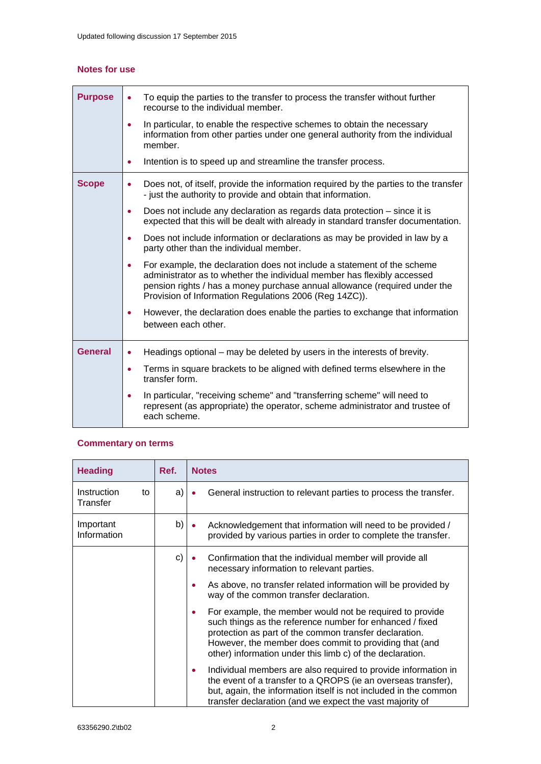Updated following discussion 17 September 2015

## Notes for use

| | |
|---|---|
| **Purpose** | • To equip the parties to the transfer to process the transfer without further recourse to the individual member.<br>• In particular, to enable the respective schemes to obtain the necessary information from other parties under one general authority from the individual member.<br>• Intention is to speed up and streamline the transfer process. |
| **Scope** | • Does not, of itself, provide the information required by the parties to the transfer - just the authority to provide and obtain that information.<br>• Does not include any declaration as regards data protection – since it is expected that this will be dealt with already in standard transfer documentation.<br>• Does not include information or declarations as may be provided in law by a party other than the individual member.<br>• For example, the declaration does not include a statement of the scheme administrator as to whether the individual member has flexibly accessed pension rights / has a money purchase annual allowance (required under the Provision of Information Regulations 2006 (Reg 14ZC)).<br>• However, the declaration does enable the parties to exchange that information between each other. |
| **General** | • Headings optional – may be deleted by users in the interests of brevity.<br>• Terms in square brackets to be aligned with defined terms elsewhere in the transfer form.<br>• In particular, "receiving scheme" and "transferring scheme" will need to represent (as appropriate) the operator, scheme administrator and trustee of each scheme. |

## Commentary on terms

| Heading | Ref. | Notes |
|---|---|---|
| Instruction to Transfer | a) | • General instruction to relevant parties to process the transfer. |
| Important Information | b) | • Acknowledgement that information will need to be provided / provided by various parties in order to complete the transfer. |
| | c) | • Confirmation that the individual member will provide all necessary information to relevant parties.<br>• As above, no transfer related information will be provided by way of the common transfer declaration.<br>• For example, the member would not be required to provide such things as the reference number for enhanced / fixed protection as part of the common transfer declaration. However, the member does commit to providing that (and other) information under this limb c) of the declaration.<br>• Individual members are also required to provide information in the event of a transfer to a QROPS (ie an overseas transfer), but, again, the information itself is not included in the common transfer declaration (and we expect the vast majority of |

63356290.2\tb02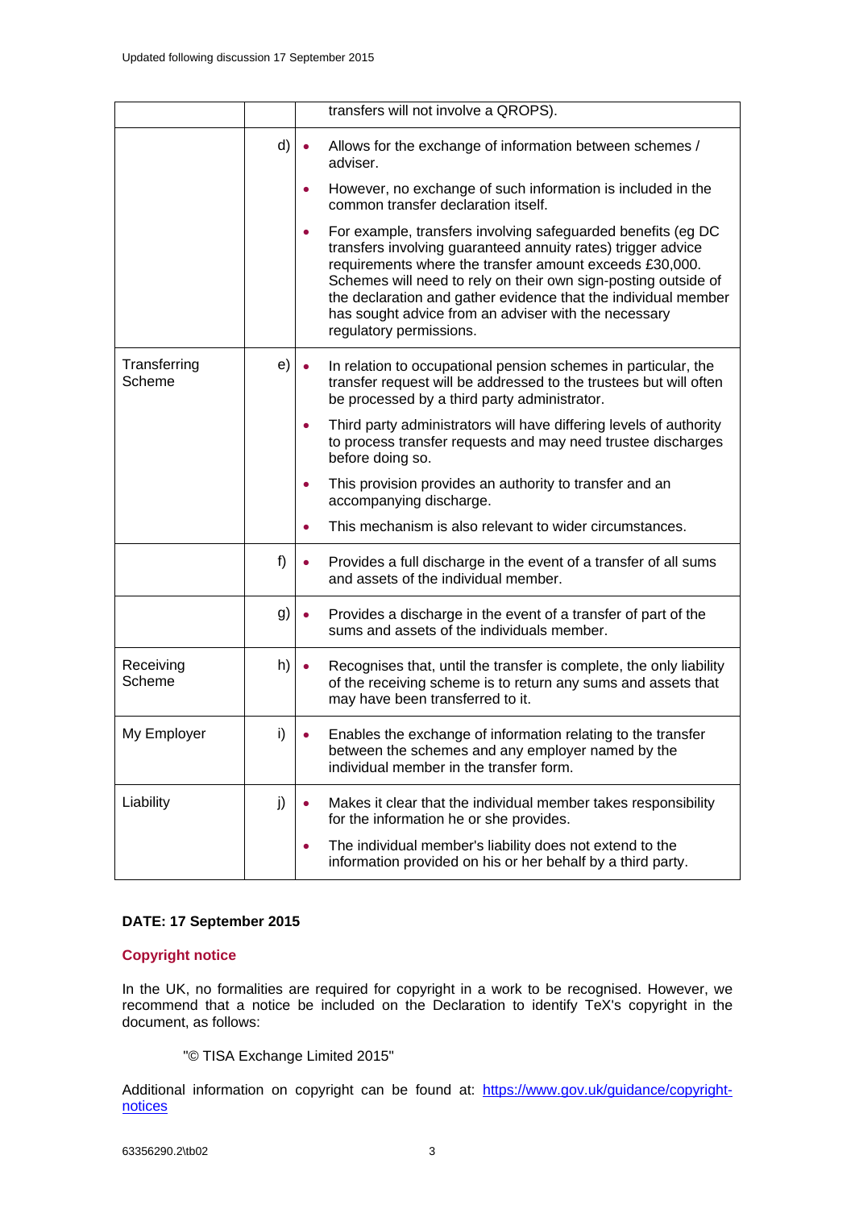| | | |
|---|---|---|
| | | transfers will not involve a QROPS). |
| | d) | • Allows for the exchange of information between schemes / adviser.<br>• However, no exchange of such information is included in the common transfer declaration itself.<br>• For example, transfers involving safeguarded benefits (eg DC transfers involving guaranteed annuity rates) trigger advice requirements where the transfer amount exceeds £30,000. Schemes will need to rely on their own sign-posting outside of the declaration and gather evidence that the individual member has sought advice from an adviser with the necessary regulatory permissions. |
| Transferring Scheme | e) | • In relation to occupational pension schemes in particular, the transfer request will be addressed to the trustees but will often be processed by a third party administrator.<br>• Third party administrators will have differing levels of authority to process transfer requests and may need trustee discharges before doing so.<br>• This provision provides an authority to transfer and an accompanying discharge.<br>• This mechanism is also relevant to wider circumstances. |
| | f) | • Provides a full discharge in the event of a transfer of all sums and assets of the individual member. |
| | g) | • Provides a discharge in the event of a transfer of part of the sums and assets of the individuals member. |
| Receiving Scheme | h) | • Recognises that, until the transfer is complete, the only liability of the receiving scheme is to return any sums and assets that may have been transferred to it. |
| My Employer | i) | • Enables the exchange of information relating to the transfer between the schemes and any employer named by the individual member in the transfer form. |
| Liability | j) | • Makes it clear that the individual member takes responsibility for the information he or she provides.<br>• The individual member's liability does not extend to the information provided on his or her behalf by a third party. |

**DATE: 17 September 2015**

**Copyright notice**

In the UK, no formalities are required for copyright in a work to be recognised. However, we recommend that a notice be included on the Declaration to identify TeX's copyright in the document, as follows:

"© TISA Exchange Limited 2015"

Additional information on copyright can be found at: https://www.gov.uk/guidance/copyright-notices